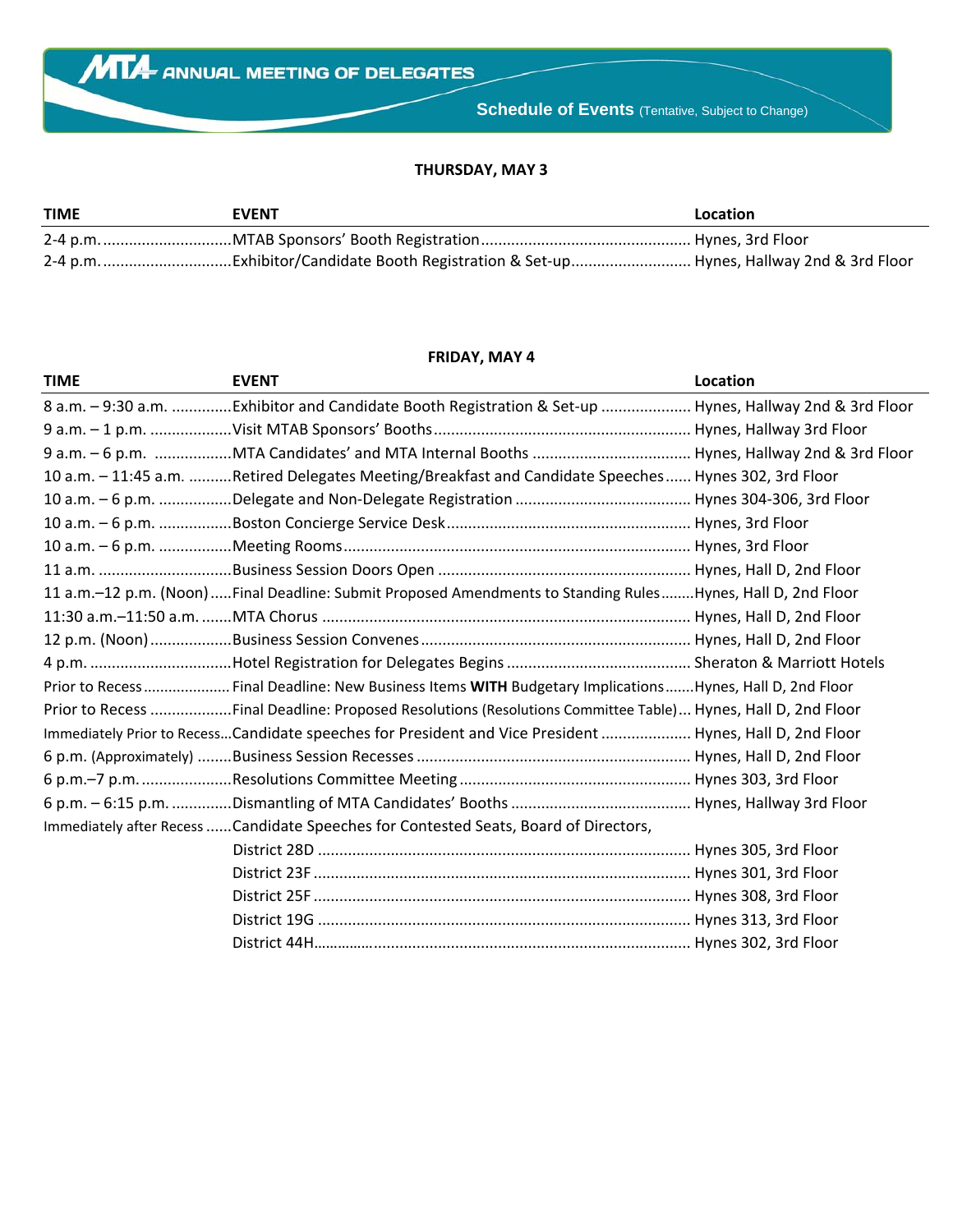# MTA ANNUAL MEETING OF DELEGATES

## Schedule of Events (Tentative, Subject to Change)

### THURSDAY, MAY 3

| TIME | EVENT | Location |
|---|---|---|
| 2-4 p.m. | MTAB Sponsors' Booth Registration | Hynes, 3rd Floor |
| 2-4 p.m. | Exhibitor/Candidate Booth Registration & Set-up | Hynes, Hallway 2nd & 3rd Floor |

### FRIDAY, MAY 4

| TIME | EVENT | Location |
|---|---|---|
| 8 a.m. – 9:30 a.m. | Exhibitor and Candidate Booth Registration & Set-up | Hynes, Hallway 2nd & 3rd Floor |
| 9 a.m. – 1 p.m. | Visit MTAB Sponsors' Booths | Hynes, Hallway 3rd Floor |
| 9 a.m. – 6 p.m. | MTA Candidates' and MTA Internal Booths | Hynes, Hallway 2nd & 3rd Floor |
| 10 a.m. – 11:45 a.m. | Retired Delegates Meeting/Breakfast and Candidate Speeches | Hynes 302, 3rd Floor |
| 10 a.m. – 6 p.m. | Delegate and Non-Delegate Registration | Hynes 304-306, 3rd Floor |
| 10 a.m. – 6 p.m. | Boston Concierge Service Desk | Hynes, 3rd Floor |
| 10 a.m. – 6 p.m. | Meeting Rooms | Hynes, 3rd Floor |
| 11 a.m. | Business Session Doors Open | Hynes, Hall D, 2nd Floor |
| 11 a.m.–12 p.m. (Noon) | Final Deadline: Submit Proposed Amendments to Standing Rules | Hynes, Hall D, 2nd Floor |
| 11:30 a.m.–11:50 a.m. | MTA Chorus | Hynes, Hall D, 2nd Floor |
| 12 p.m. (Noon) | Business Session Convenes | Hynes, Hall D, 2nd Floor |
| 4 p.m. | Hotel Registration for Delegates Begins | Sheraton & Marriott Hotels |
| Prior to Recess | Final Deadline: New Business Items **WITH** Budgetary Implications | Hynes, Hall D, 2nd Floor |
| Prior to Recess | Final Deadline: Proposed Resolutions (Resolutions Committee Table) | Hynes, Hall D, 2nd Floor |
| Immediately Prior to Recess | Candidate speeches for President and Vice President | Hynes, Hall D, 2nd Floor |
| 6 p.m. (Approximately) | Business Session Recesses | Hynes, Hall D, 2nd Floor |
| 6 p.m.–7 p.m. | Resolutions Committee Meeting | Hynes 303, 3rd Floor |
| 6 p.m. – 6:15 p.m. | Dismantling of MTA Candidates' Booths | Hynes, Hallway 3rd Floor |
| Immediately after Recess | Candidate Speeches for Contested Seats, Board of Directors, | |
| | District 28D | Hynes 305, 3rd Floor |
| | District 23F | Hynes 301, 3rd Floor |
| | District 25F | Hynes 308, 3rd Floor |
| | District 19G | Hynes 313, 3rd Floor |
| | District 44H | Hynes 302, 3rd Floor |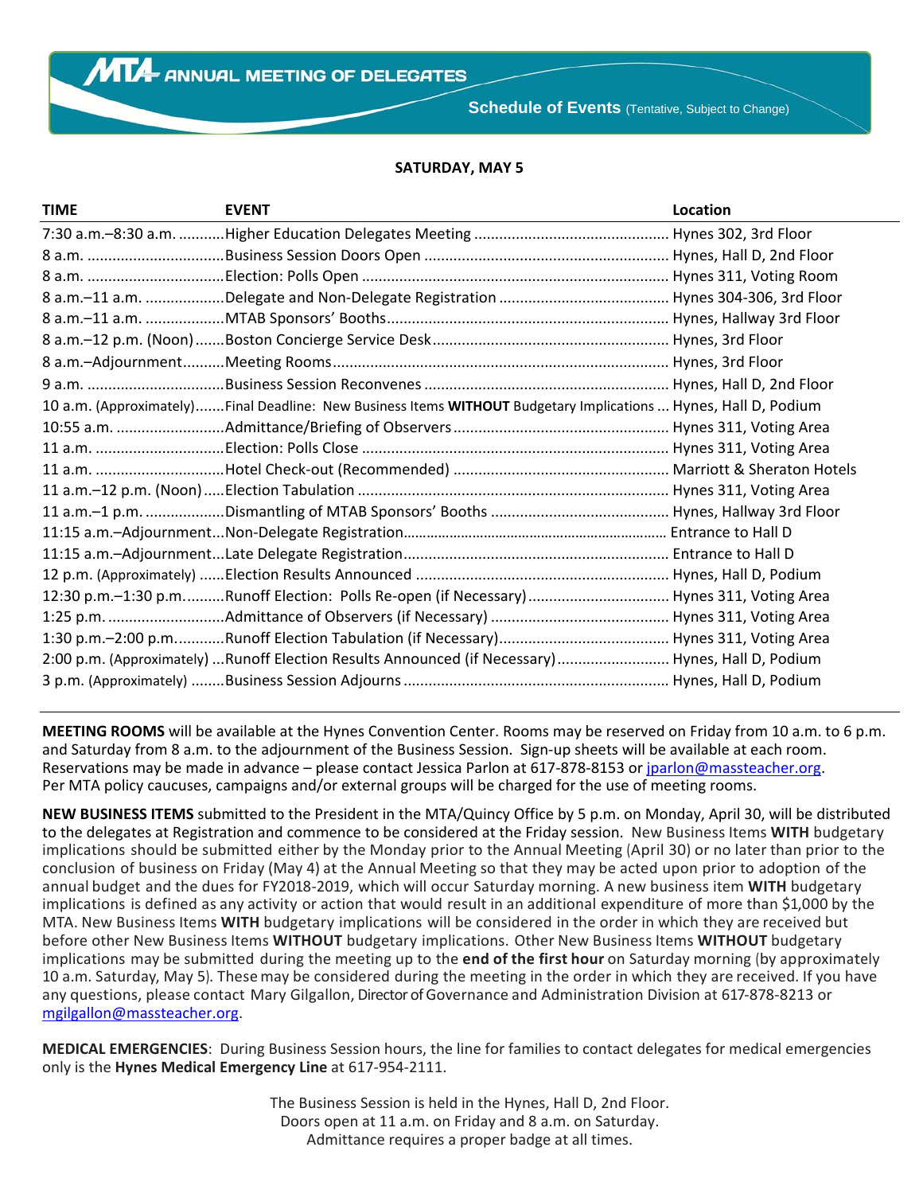**MTA ANNUAL MEETING OF DELEGATES**

**Schedule of Events** (Tentative, Subject to Change)

**SATURDAY, MAY 5**

| TIME | EVENT | Location |
|---|---|---|
| 7:30 a.m.–8:30 a.m. | Higher Education Delegates Meeting | Hynes 302, 3rd Floor |
| 8 a.m. | Business Session Doors Open | Hynes, Hall D, 2nd Floor |
| 8 a.m. | Election: Polls Open | Hynes 311, Voting Room |
| 8 a.m.–11 a.m. | Delegate and Non-Delegate Registration | Hynes 304-306, 3rd Floor |
| 8 a.m.–11 a.m. | MTAB Sponsors' Booths | Hynes, Hallway 3rd Floor |
| 8 a.m.–12 p.m. (Noon) | Boston Concierge Service Desk | Hynes, 3rd Floor |
| 8 a.m.–Adjournment | Meeting Rooms | Hynes, 3rd Floor |
| 9 a.m. | Business Session Reconvenes | Hynes, Hall D, 2nd Floor |
| 10 a.m. (Approximately) | Final Deadline: New Business Items **WITHOUT** Budgetary Implications | Hynes, Hall D, Podium |
| 10:55 a.m. | Admittance/Briefing of Observers | Hynes 311, Voting Area |
| 11 a.m. | Election: Polls Close | Hynes 311, Voting Area |
| 11 a.m. | Hotel Check-out (Recommended) | Marriott & Sheraton Hotels |
| 11 a.m.–12 p.m. (Noon) | Election Tabulation | Hynes 311, Voting Area |
| 11 a.m.–1 p.m. | Dismantling of MTAB Sponsors' Booths | Hynes, Hallway 3rd Floor |
| 11:15 a.m.–Adjournment | Non-Delegate Registration | Entrance to Hall D |
| 11:15 a.m.–Adjournment | Late Delegate Registration | Entrance to Hall D |
| 12 p.m. (Approximately) | Election Results Announced | Hynes, Hall D, Podium |
| 12:30 p.m.–1:30 p.m. | Runoff Election: Polls Re-open (if Necessary) | Hynes 311, Voting Area |
| 1:25 p.m. | Admittance of Observers (if Necessary) | Hynes 311, Voting Area |
| 1:30 p.m.–2:00 p.m. | Runoff Election Tabulation (if Necessary) | Hynes 311, Voting Area |
| 2:00 p.m. (Approximately) | Runoff Election Results Announced (if Necessary) | Hynes, Hall D, Podium |
| 3 p.m. (Approximately) | Business Session Adjourns | Hynes, Hall D, Podium |

**MEETING ROOMS** will be available at the Hynes Convention Center. Rooms may be reserved on Friday from 10 a.m. to 6 p.m. and Saturday from 8 a.m. to the adjournment of the Business Session. Sign-up sheets will be available at each room. Reservations may be made in advance – please contact Jessica Parlon at 617-878-8153 or jparlon@massteacher.org. Per MTA policy caucuses, campaigns and/or external groups will be charged for the use of meeting rooms.

**NEW BUSINESS ITEMS** submitted to the President in the MTA/Quincy Office by 5 p.m. on Monday, April 30, will be distributed to the delegates at Registration and commence to be considered at the Friday session. New Business Items **WITH** budgetary implications should be submitted either by the Monday prior to the Annual Meeting (April 30) or no later than prior to the conclusion of business on Friday (May 4) at the Annual Meeting so that they may be acted upon prior to adoption of the annual budget and the dues for FY2018-2019, which will occur Saturday morning. A new business item **WITH** budgetary implications is defined as any activity or action that would result in an additional expenditure of more than $1,000 by the MTA. New Business Items **WITH** budgetary implications will be considered in the order in which they are received but before other New Business Items **WITHOUT** budgetary implications. Other New Business Items **WITHOUT** budgetary implications may be submitted during the meeting up to the **end of the first hour** on Saturday morning (by approximately 10 a.m. Saturday, May 5). These may be considered during the meeting in the order in which they are received. If you have any questions, please contact Mary Gilgallon, Director of Governance and Administration Division at 617-878-8213 or mgilgallon@massteacher.org.

**MEDICAL EMERGENCIES**: During Business Session hours, the line for families to contact delegates for medical emergencies only is the **Hynes Medical Emergency Line** at 617-954-2111.

The Business Session is held in the Hynes, Hall D, 2nd Floor.
Doors open at 11 a.m. on Friday and 8 a.m. on Saturday.
Admittance requires a proper badge at all times.